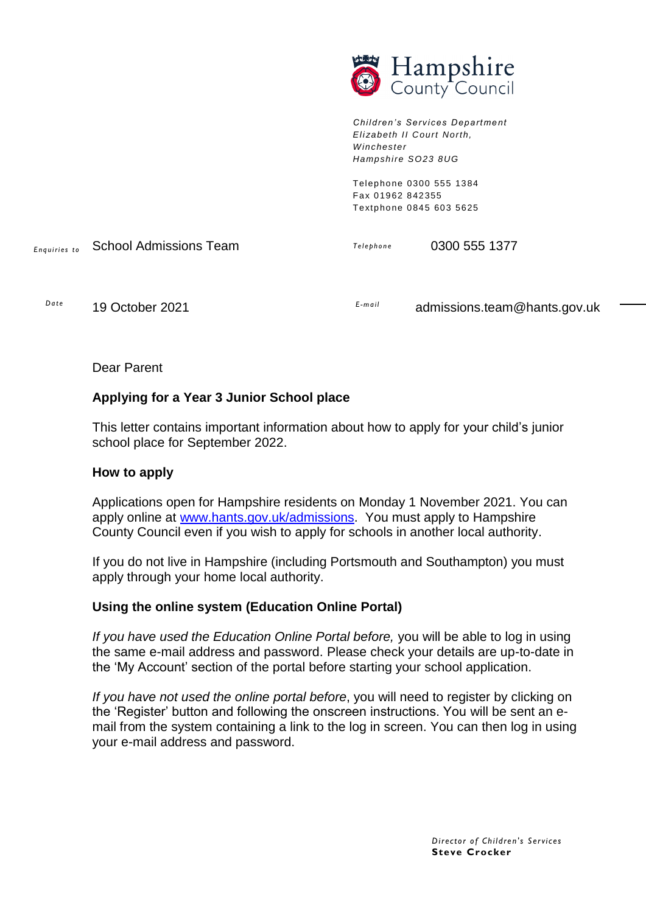Hampshire County Council

*Children's Services Department*
*Elizabeth II Court North,*
*Winchester*
*Hampshire SO23 8UG*

Telephone 0300 555 1384
Fax 01962 842355
Textphone 0845 603 5625

*Enquiries to* School Admissions Team

*Telephone* 0300 555 1377

*Date* 19 October 2021

*E-mail* admissions.team@hants.gov.uk

Dear Parent

**Applying for a Year 3 Junior School place**

This letter contains important information about how to apply for your child's junior school place for September 2022.

**How to apply**

Applications open for Hampshire residents on Monday 1 November 2021. You can apply online at [www.hants.gov.uk/admissions](www.hants.gov.uk/admissions). You must apply to Hampshire County Council even if you wish to apply for schools in another local authority.

If you do not live in Hampshire (including Portsmouth and Southampton) you must apply through your home local authority.

**Using the online system (Education Online Portal)**

*If you have used the Education Online Portal before,* you will be able to log in using the same e-mail address and password. Please check your details are up-to-date in the 'My Account' section of the portal before starting your school application.

*If you have not used the online portal before*, you will need to register by clicking on the 'Register' button and following the onscreen instructions. You will be sent an e-mail from the system containing a link to the log in screen. You can then log in using your e-mail address and password.

*Director of Children's Services*
**Steve Crocker**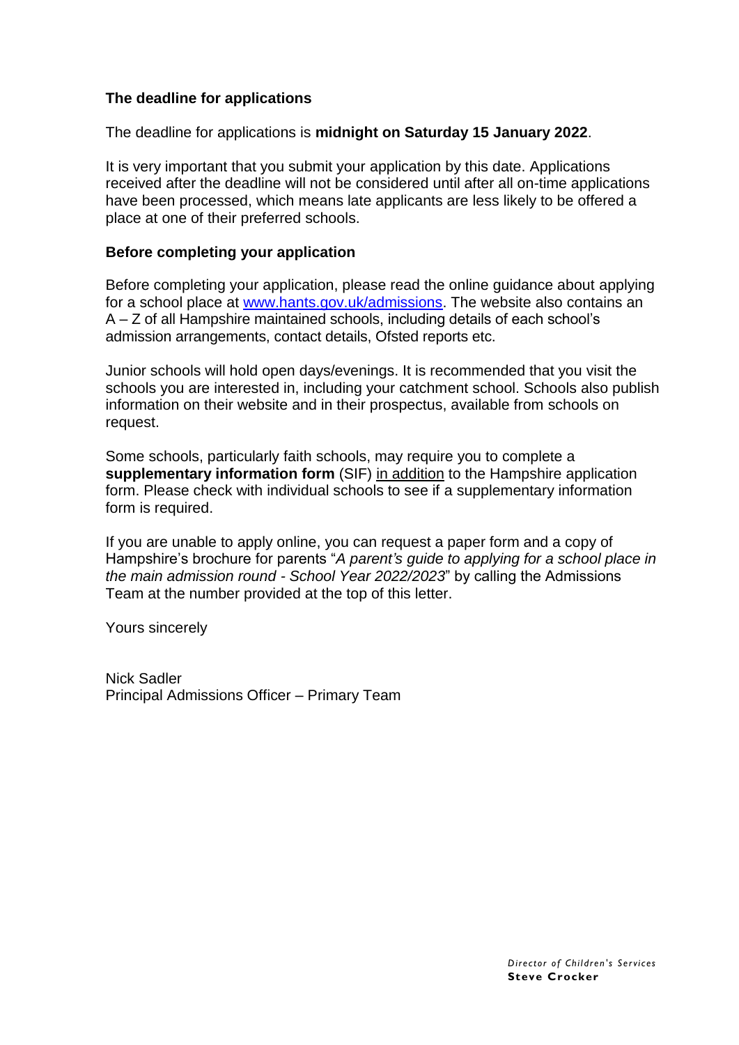**The deadline for applications**

The deadline for applications is **midnight on Saturday 15 January 2022**.

It is very important that you submit your application by this date. Applications received after the deadline will not be considered until after all on-time applications have been processed, which means late applicants are less likely to be offered a place at one of their preferred schools.

**Before completing your application**

Before completing your application, please read the online guidance about applying for a school place at [www.hants.gov.uk/admissions](http://www.hants.gov.uk/admissions). The website also contains an A – Z of all Hampshire maintained schools, including details of each school's admission arrangements, contact details, Ofsted reports etc.

Junior schools will hold open days/evenings. It is recommended that you visit the schools you are interested in, including your catchment school. Schools also publish information on their website and in their prospectus, available from schools on request.

Some schools, particularly faith schools, may require you to complete a **supplementary information form** (SIF) in addition to the Hampshire application form. Please check with individual schools to see if a supplementary information form is required.

If you are unable to apply online, you can request a paper form and a copy of Hampshire's brochure for parents "*A parent's guide to applying for a school place in the main admission round - School Year 2022/2023*" by calling the Admissions Team at the number provided at the top of this letter.

Yours sincerely

Nick Sadler
Principal Admissions Officer – Primary Team

*Director of Children's Services*
**Steve Crocker**